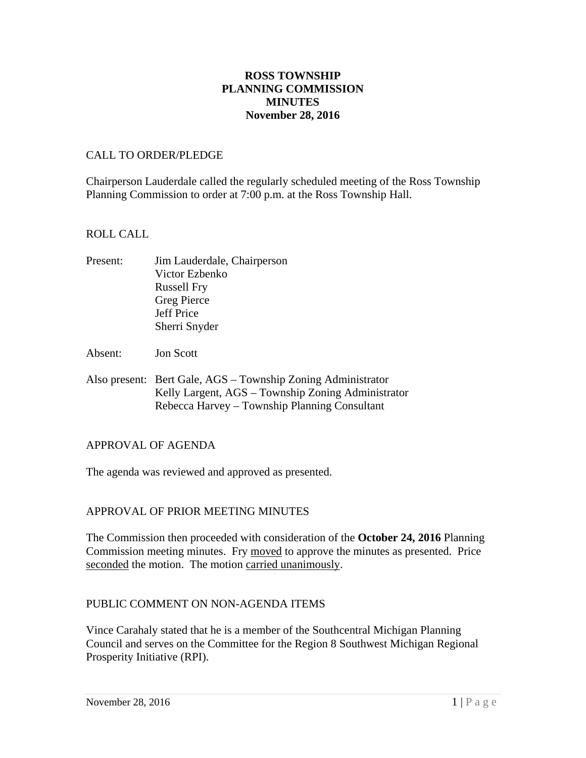# ROSS TOWNSHIP
# PLANNING COMMISSION
# MINUTES
# November 28, 2016

## CALL TO ORDER/PLEDGE

Chairperson Lauderdale called the regularly scheduled meeting of the Ross Township Planning Commission to order at 7:00 p.m. at the Ross Township Hall.

## ROLL CALL

Present: Jim Lauderdale, Chairperson
Victor Ezbenko
Russell Fry
Greg Pierce
Jeff Price
Sherri Snyder

Absent: Jon Scott

Also present: Bert Gale, AGS – Township Zoning Administrator
Kelly Largent, AGS – Township Zoning Administrator
Rebecca Harvey – Township Planning Consultant

## APPROVAL OF AGENDA

The agenda was reviewed and approved as presented.

## APPROVAL OF PRIOR MEETING MINUTES

The Commission then proceeded with consideration of the **October 24, 2016** Planning Commission meeting minutes. Fry moved to approve the minutes as presented. Price seconded the motion. The motion carried unanimously.

## PUBLIC COMMENT ON NON-AGENDA ITEMS

Vince Carahaly stated that he is a member of the Southcentral Michigan Planning Council and serves on the Committee for the Region 8 Southwest Michigan Regional Prosperity Initiative (RPI).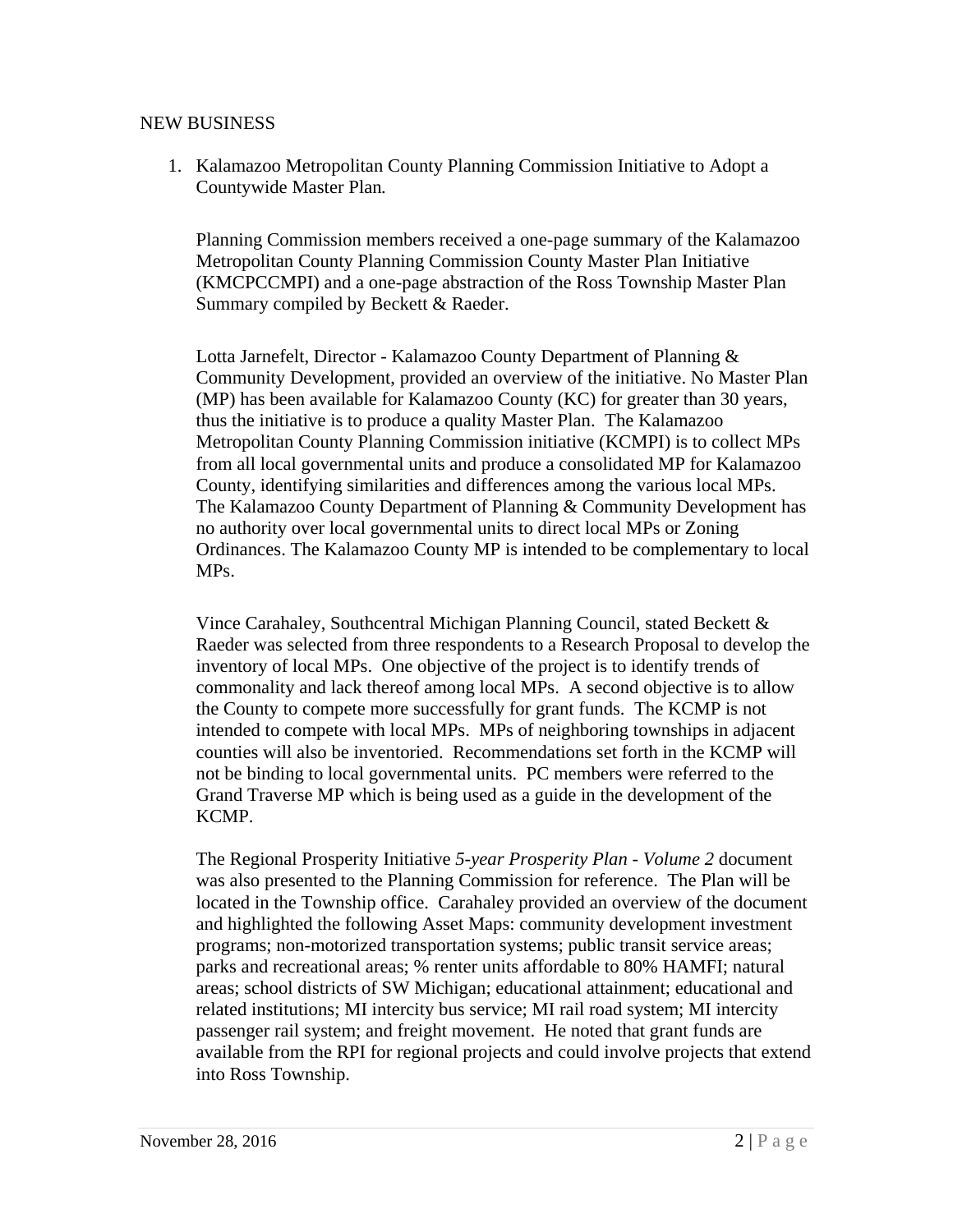NEW BUSINESS

1. Kalamazoo Metropolitan County Planning Commission Initiative to Adopt a Countywide Master Plan.

   Planning Commission members received a one-page summary of the Kalamazoo Metropolitan County Planning Commission County Master Plan Initiative (KMCPCCMPI) and a one-page abstraction of the Ross Township Master Plan Summary compiled by Beckett & Raeder.

   Lotta Jarnefelt, Director - Kalamazoo County Department of Planning & Community Development, provided an overview of the initiative. No Master Plan (MP) has been available for Kalamazoo County (KC) for greater than 30 years, thus the initiative is to produce a quality Master Plan. The Kalamazoo Metropolitan County Planning Commission initiative (KCMPI) is to collect MPs from all local governmental units and produce a consolidated MP for Kalamazoo County, identifying similarities and differences among the various local MPs. The Kalamazoo County Department of Planning & Community Development has no authority over local governmental units to direct local MPs or Zoning Ordinances. The Kalamazoo County MP is intended to be complementary to local MPs.

   Vince Carahaley, Southcentral Michigan Planning Council, stated Beckett & Raeder was selected from three respondents to a Research Proposal to develop the inventory of local MPs. One objective of the project is to identify trends of commonality and lack thereof among local MPs. A second objective is to allow the County to compete more successfully for grant funds. The KCMP is not intended to compete with local MPs. MPs of neighboring townships in adjacent counties will also be inventoried. Recommendations set forth in the KCMP will not be binding to local governmental units. PC members were referred to the Grand Traverse MP which is being used as a guide in the development of the KCMP.

   The Regional Prosperity Initiative *5-year Prosperity Plan - Volume 2* document was also presented to the Planning Commission for reference. The Plan will be located in the Township office. Carahaley provided an overview of the document and highlighted the following Asset Maps: community development investment programs; non-motorized transportation systems; public transit service areas; parks and recreational areas; % renter units affordable to 80% HAMFI; natural areas; school districts of SW Michigan; educational attainment; educational and related institutions; MI intercity bus service; MI rail road system; MI intercity passenger rail system; and freight movement. He noted that grant funds are available from the RPI for regional projects and could involve projects that extend into Ross Township.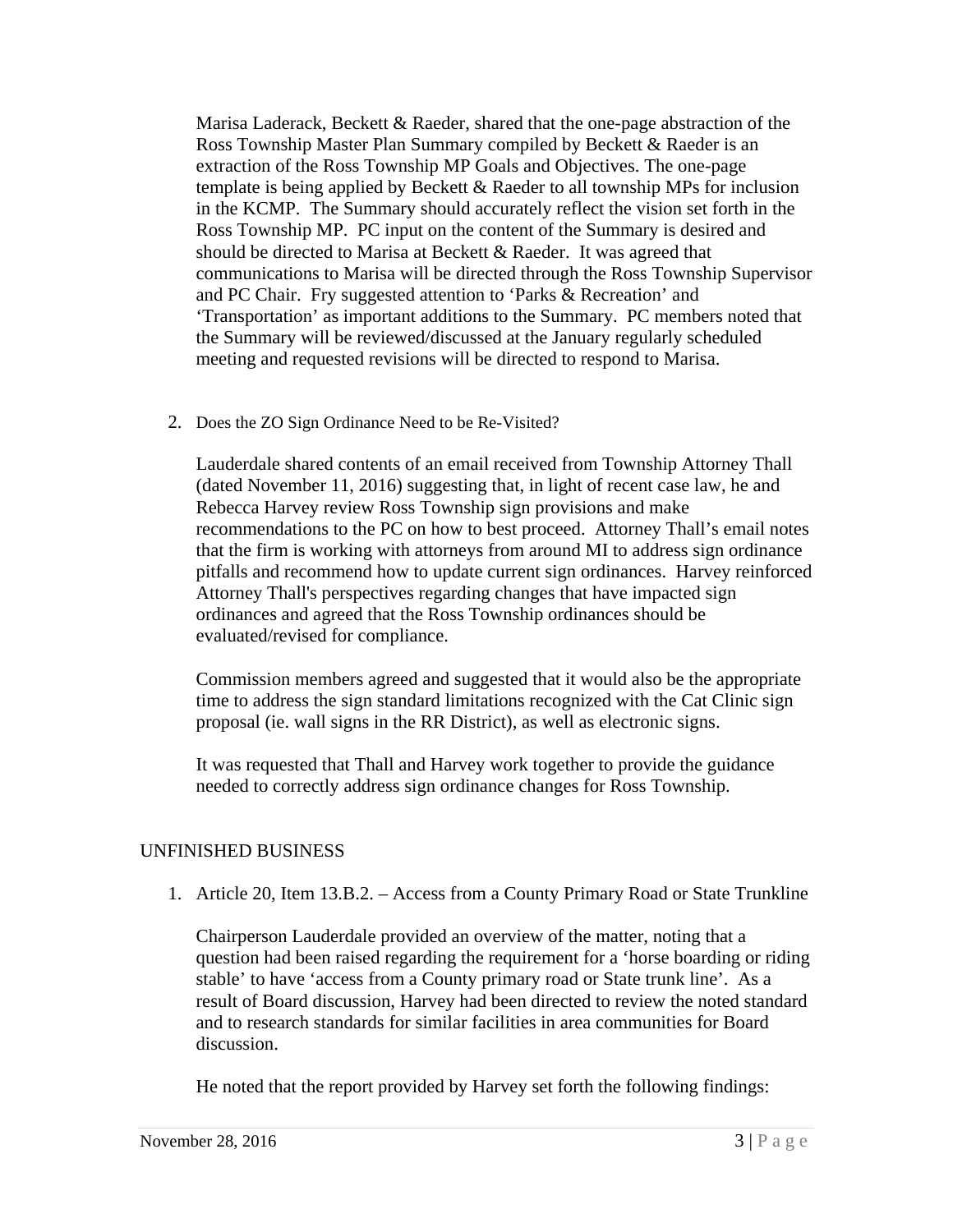Marisa Laderack, Beckett & Raeder, shared that the one-page abstraction of the Ross Township Master Plan Summary compiled by Beckett & Raeder is an extraction of the Ross Township MP Goals and Objectives. The one-page template is being applied by Beckett & Raeder to all township MPs for inclusion in the KCMP. The Summary should accurately reflect the vision set forth in the Ross Township MP. PC input on the content of the Summary is desired and should be directed to Marisa at Beckett & Raeder. It was agreed that communications to Marisa will be directed through the Ross Township Supervisor and PC Chair. Fry suggested attention to 'Parks & Recreation' and 'Transportation' as important additions to the Summary. PC members noted that the Summary will be reviewed/discussed at the January regularly scheduled meeting and requested revisions will be directed to respond to Marisa.

2. Does the ZO Sign Ordinance Need to be Re-Visited?

   Lauderdale shared contents of an email received from Township Attorney Thall (dated November 11, 2016) suggesting that, in light of recent case law, he and Rebecca Harvey review Ross Township sign provisions and make recommendations to the PC on how to best proceed. Attorney Thall's email notes that the firm is working with attorneys from around MI to address sign ordinance pitfalls and recommend how to update current sign ordinances. Harvey reinforced Attorney Thall's perspectives regarding changes that have impacted sign ordinances and agreed that the Ross Township ordinances should be evaluated/revised for compliance.

   Commission members agreed and suggested that it would also be the appropriate time to address the sign standard limitations recognized with the Cat Clinic sign proposal (ie. wall signs in the RR District), as well as electronic signs.

   It was requested that Thall and Harvey work together to provide the guidance needed to correctly address sign ordinance changes for Ross Township.

UNFINISHED BUSINESS

1. Article 20, Item 13.B.2. – Access from a County Primary Road or State Trunkline

   Chairperson Lauderdale provided an overview of the matter, noting that a question had been raised regarding the requirement for a 'horse boarding or riding stable' to have 'access from a County primary road or State trunk line'. As a result of Board discussion, Harvey had been directed to review the noted standard and to research standards for similar facilities in area communities for Board discussion.

   He noted that the report provided by Harvey set forth the following findings: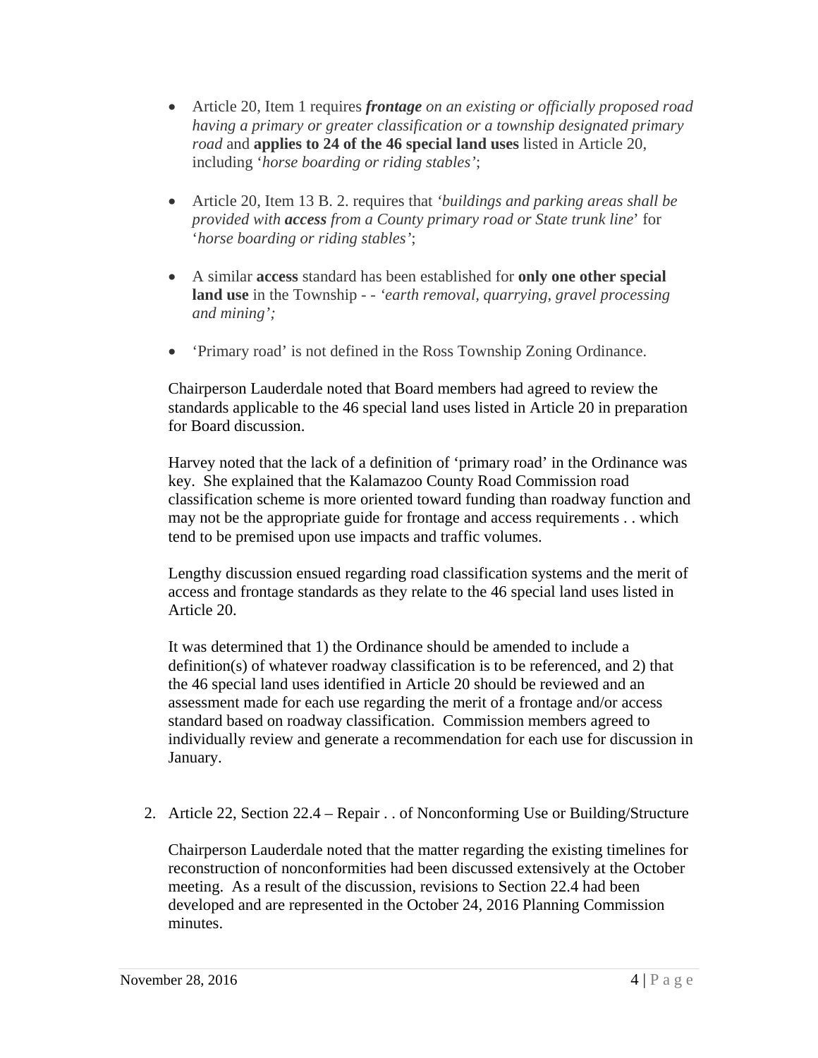- Article 20, Item 1 requires ***frontage*** *on an existing or officially proposed road having a primary or greater classification or a township designated primary road* and **applies to 24 of the 46 special land uses** listed in Article 20, including *'horse boarding or riding stables'*;

- Article 20, Item 13 B. 2. requires that *'buildings and parking areas shall be provided with* ***access*** *from a County primary road or State trunk line*' for '*horse boarding or riding stables'*;

- A similar **access** standard has been established for **only one other special land use** in the Township - - *'earth removal, quarrying, gravel processing and mining';*

- 'Primary road' is not defined in the Ross Township Zoning Ordinance.

Chairperson Lauderdale noted that Board members had agreed to review the standards applicable to the 46 special land uses listed in Article 20 in preparation for Board discussion.

Harvey noted that the lack of a definition of 'primary road' in the Ordinance was key. She explained that the Kalamazoo County Road Commission road classification scheme is more oriented toward funding than roadway function and may not be the appropriate guide for frontage and access requirements . . which tend to be premised upon use impacts and traffic volumes.

Lengthy discussion ensued regarding road classification systems and the merit of access and frontage standards as they relate to the 46 special land uses listed in Article 20.

It was determined that 1) the Ordinance should be amended to include a definition(s) of whatever roadway classification is to be referenced, and 2) that the 46 special land uses identified in Article 20 should be reviewed and an assessment made for each use regarding the merit of a frontage and/or access standard based on roadway classification. Commission members agreed to individually review and generate a recommendation for each use for discussion in January.

2. Article 22, Section 22.4 – Repair . . of Nonconforming Use or Building/Structure

   Chairperson Lauderdale noted that the matter regarding the existing timelines for reconstruction of nonconformities had been discussed extensively at the October meeting. As a result of the discussion, revisions to Section 22.4 had been developed and are represented in the October 24, 2016 Planning Commission minutes.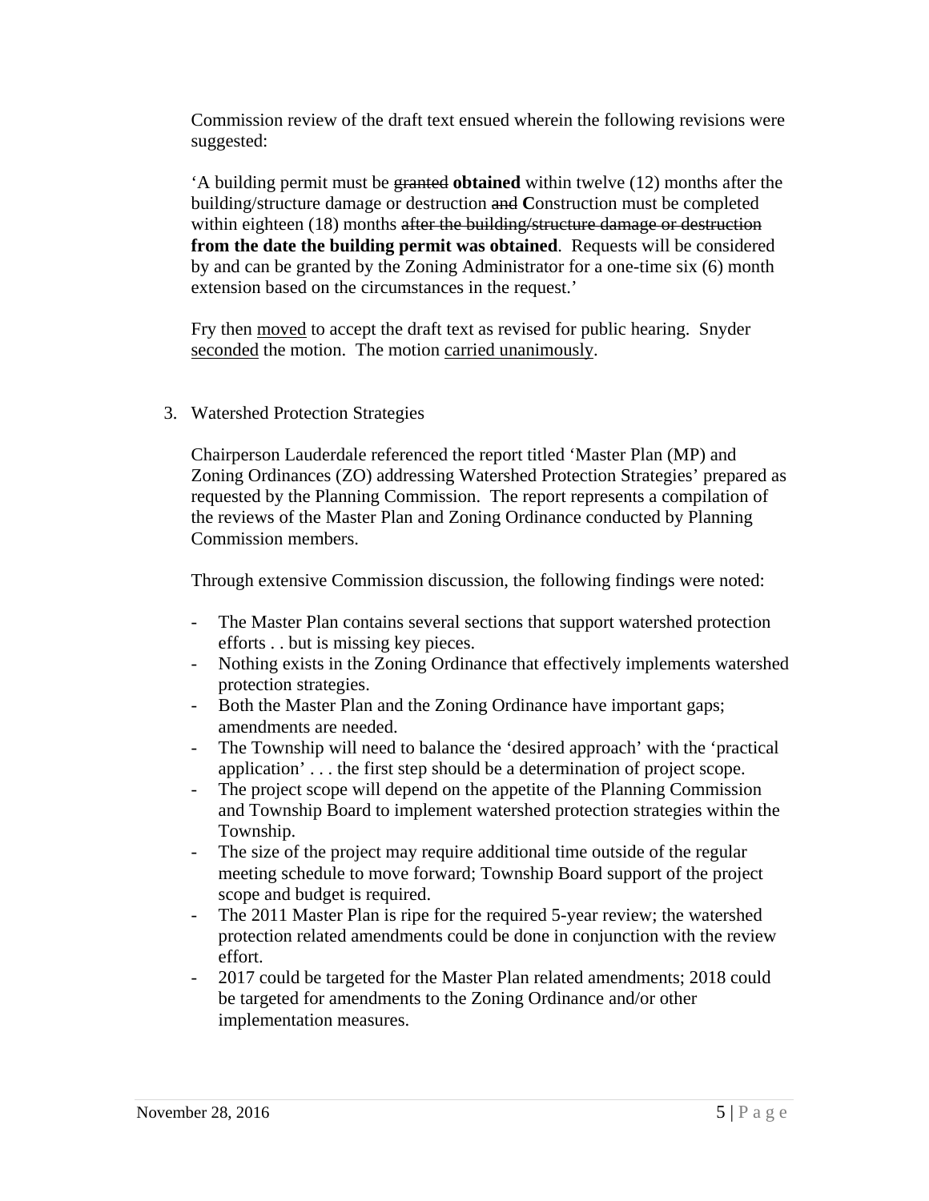Commission review of the draft text ensued wherein the following revisions were suggested:

'A building permit must be ~~granted~~ **obtained** within twelve (12) months after the building/structure damage or destruction ~~and~~ **C**onstruction must be completed within eighteen (18) months ~~after the building/structure damage or destruction~~ **from the date the building permit was obtained**. Requests will be considered by and can be granted by the Zoning Administrator for a one-time six (6) month extension based on the circumstances in the request.'

Fry then <u>moved</u> to accept the draft text as revised for public hearing. Snyder <u>seconded</u> the motion. The motion <u>carried unanimously</u>.

3. Watershed Protection Strategies

   Chairperson Lauderdale referenced the report titled 'Master Plan (MP) and Zoning Ordinances (ZO) addressing Watershed Protection Strategies' prepared as requested by the Planning Commission. The report represents a compilation of the reviews of the Master Plan and Zoning Ordinance conducted by Planning Commission members.

   Through extensive Commission discussion, the following findings were noted:

   - The Master Plan contains several sections that support watershed protection efforts . . but is missing key pieces.
   - Nothing exists in the Zoning Ordinance that effectively implements watershed protection strategies.
   - Both the Master Plan and the Zoning Ordinance have important gaps; amendments are needed.
   - The Township will need to balance the 'desired approach' with the 'practical application' . . . the first step should be a determination of project scope.
   - The project scope will depend on the appetite of the Planning Commission and Township Board to implement watershed protection strategies within the Township.
   - The size of the project may require additional time outside of the regular meeting schedule to move forward; Township Board support of the project scope and budget is required.
   - The 2011 Master Plan is ripe for the required 5-year review; the watershed protection related amendments could be done in conjunction with the review effort.
   - 2017 could be targeted for the Master Plan related amendments; 2018 could be targeted for amendments to the Zoning Ordinance and/or other implementation measures.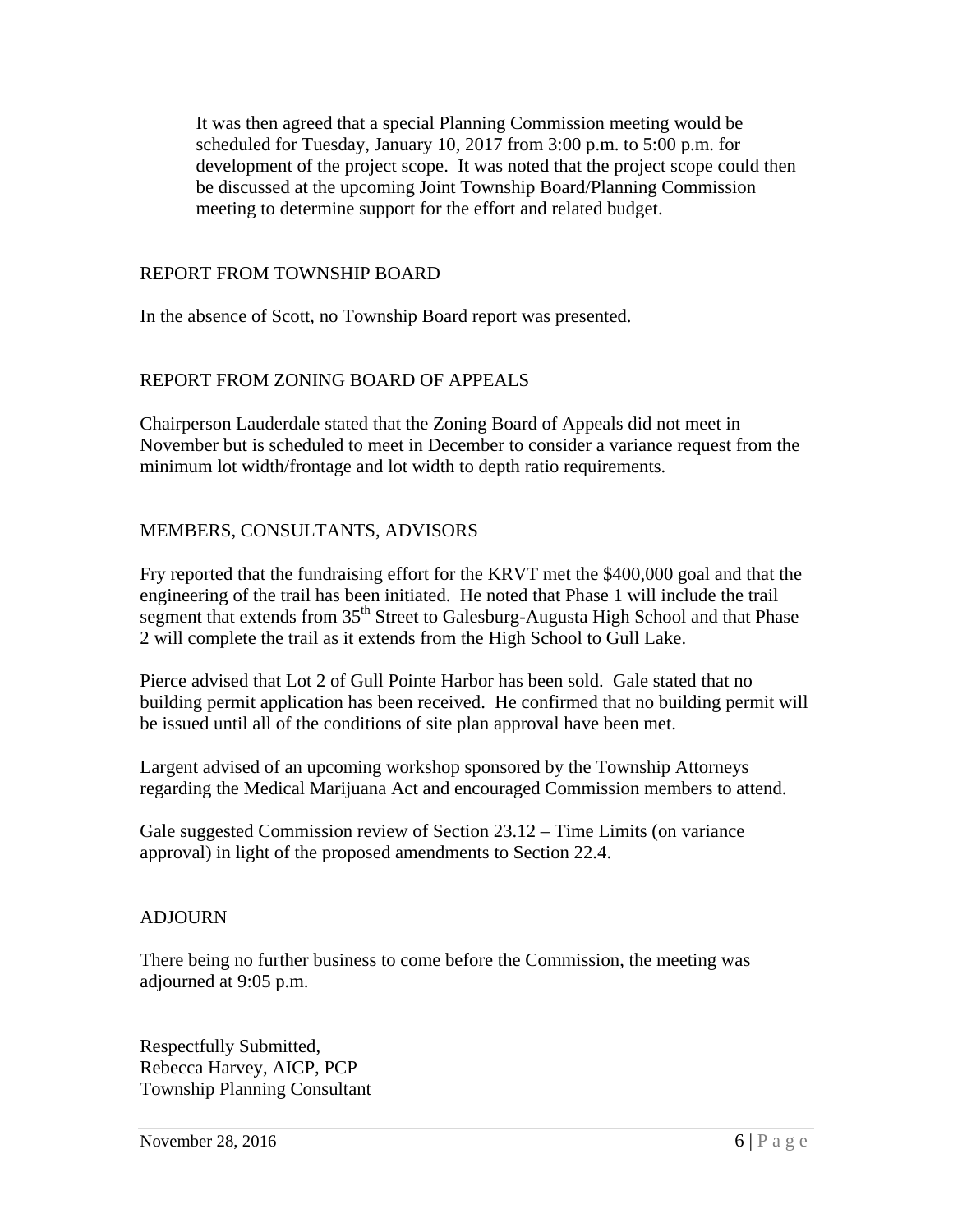It was then agreed that a special Planning Commission meeting would be scheduled for Tuesday, January 10, 2017 from 3:00 p.m. to 5:00 p.m. for development of the project scope. It was noted that the project scope could then be discussed at the upcoming Joint Township Board/Planning Commission meeting to determine support for the effort and related budget.

## REPORT FROM TOWNSHIP BOARD

In the absence of Scott, no Township Board report was presented.

## REPORT FROM ZONING BOARD OF APPEALS

Chairperson Lauderdale stated that the Zoning Board of Appeals did not meet in November but is scheduled to meet in December to consider a variance request from the minimum lot width/frontage and lot width to depth ratio requirements.

## MEMBERS, CONSULTANTS, ADVISORS

Fry reported that the fundraising effort for the KRVT met the $400,000 goal and that the engineering of the trail has been initiated. He noted that Phase 1 will include the trail segment that extends from 35th Street to Galesburg-Augusta High School and that Phase 2 will complete the trail as it extends from the High School to Gull Lake.

Pierce advised that Lot 2 of Gull Pointe Harbor has been sold. Gale stated that no building permit application has been received. He confirmed that no building permit will be issued until all of the conditions of site plan approval have been met.

Largent advised of an upcoming workshop sponsored by the Township Attorneys regarding the Medical Marijuana Act and encouraged Commission members to attend.

Gale suggested Commission review of Section 23.12 – Time Limits (on variance approval) in light of the proposed amendments to Section 22.4.

## ADJOURN

There being no further business to come before the Commission, the meeting was adjourned at 9:05 p.m.

Respectfully Submitted,
Rebecca Harvey, AICP, PCP
Township Planning Consultant